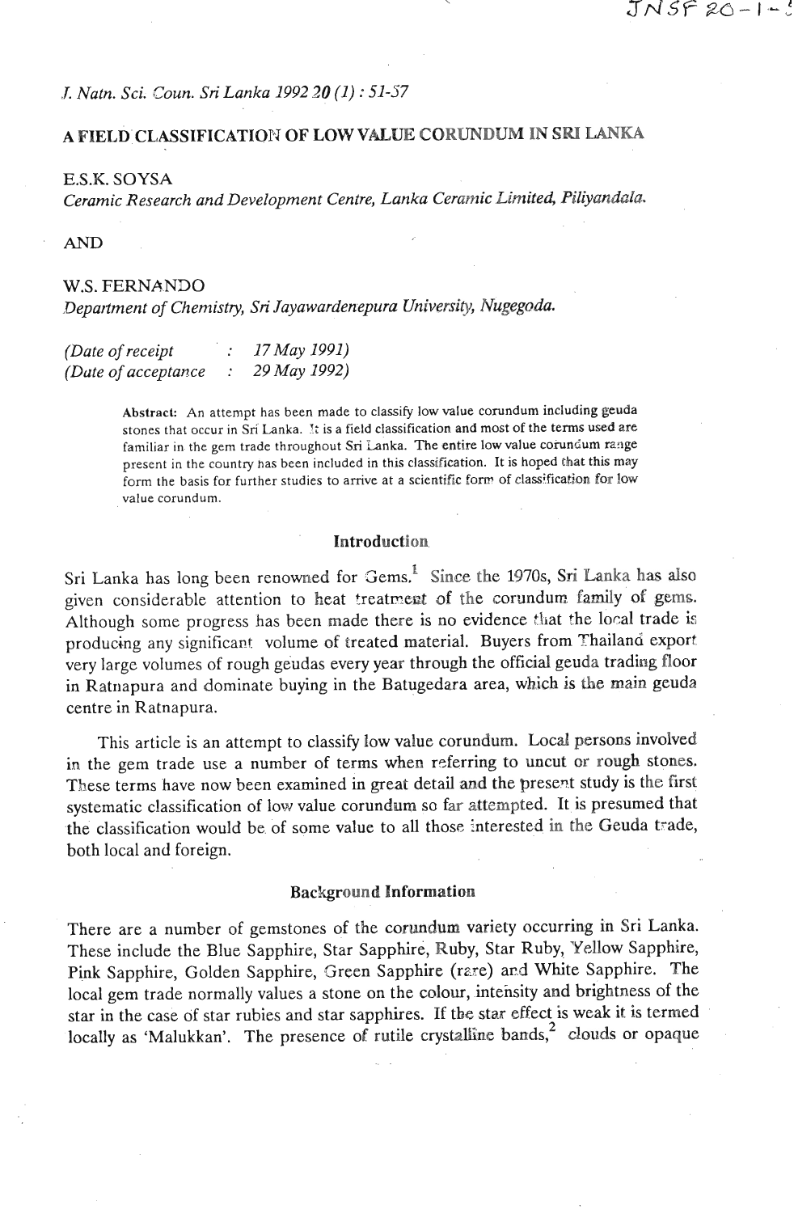# A FIELD CLASSIFICATION OF LOW VALUE CORUNDUM IN SRI LANKA

E.S.K. SOYSA
*Ceramic Research and Development Centre, Lanka Ceramic Limited, Piliyandala.*

AND

W.S. FERNANDO
*Department of Chemistry, Sri Jayawardenepura University, Nugegoda.*

*(Date of receipt : 17 May 1991)*
*(Date of acceptance : 29 May 1992)*

**Abstract:** An attempt has been made to classify low value corundum including geuda stones that occur in Sri Lanka. It is a field classification and most of the terms used are familiar in the gem trade throughout Sri Lanka. The entire low value corundum range present in the country has been included in this classification. It is hoped that this may form the basis for further studies to arrive at a scientific form of classification for low value corundum.

## Introduction

Sri Lanka has long been renowned for Gems.[1] Since the 1970s, Sri Lanka has also given considerable attention to heat treatment of the corundum family of gems. Although some progress has been made there is no evidence that the local trade is producing any significant volume of treated material. Buyers from Thailand export very large volumes of rough geudas every year through the official geuda trading floor in Ratnapura and dominate buying in the Batugedara area, which is the main geuda centre in Ratnapura.

This article is an attempt to classify low value corundum. Local persons involved in the gem trade use a number of terms when referring to uncut or rough stones. These terms have now been examined in great detail and the present study is the first systematic classification of low value corundum so far attempted. It is presumed that the classification would be of some value to all those interested in the Geuda trade, both local and foreign.

## Background Information

There are a number of gemstones of the corundum variety occurring in Sri Lanka. These include the Blue Sapphire, Star Sapphire, Ruby, Star Ruby, Yellow Sapphire, Pink Sapphire, Golden Sapphire, Green Sapphire (rare) and White Sapphire. The local gem trade normally values a stone on the colour, intensity and brightness of the star in the case of star rubies and star sapphires. If the star effect is weak it is termed locally as 'Malukkan'. The presence of rutile crystalline bands,[2] clouds or opaque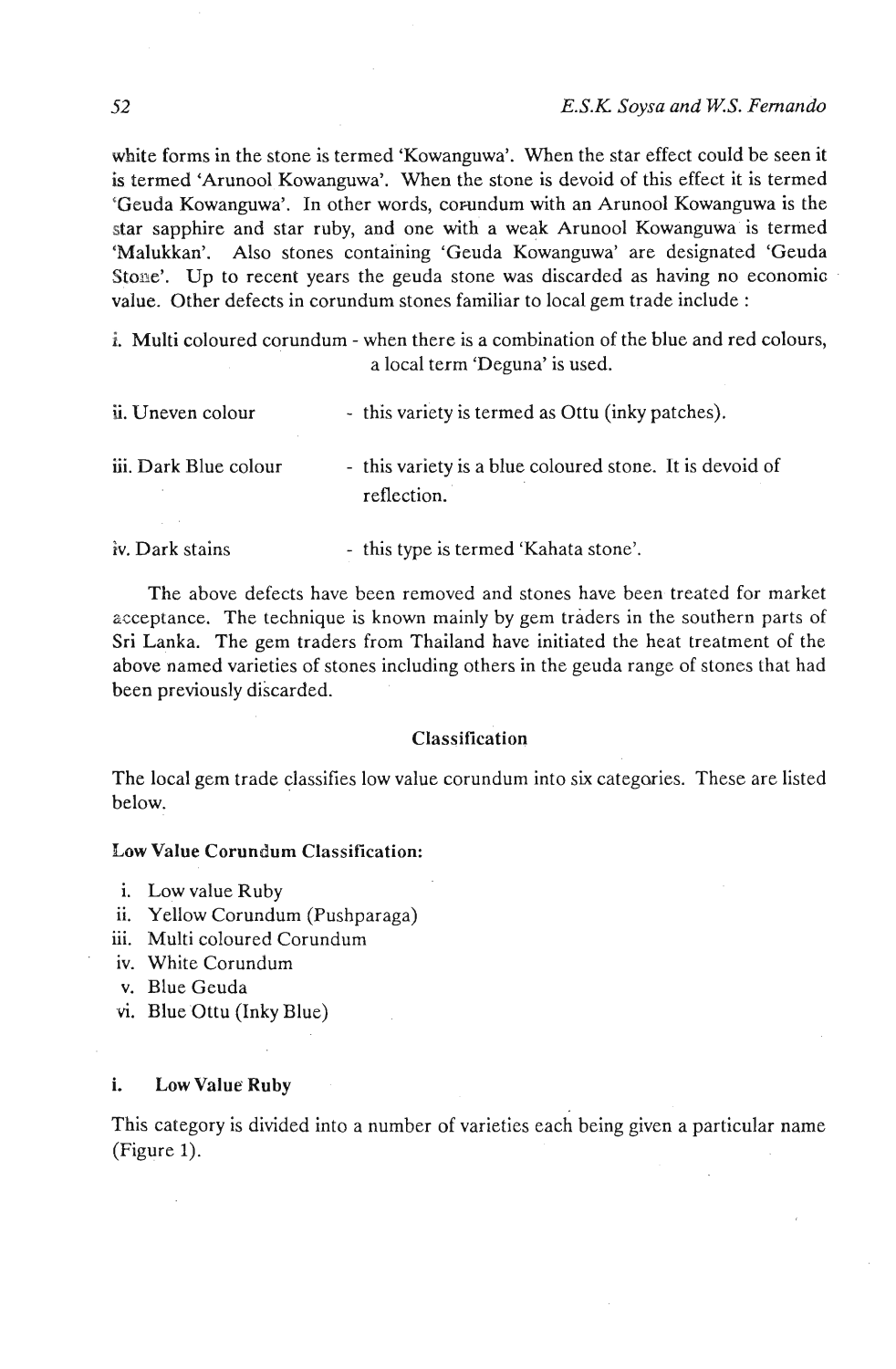white forms in the stone is termed 'Kowanguwa'. When the star effect could be seen it is termed 'Arunool Kowanguwa'. When the stone is devoid of this effect it is termed 'Geuda Kowanguwa'. In other words, corundum with an Arunool Kowanguwa is the star sapphire and star ruby, and one with a weak Arunool Kowanguwa is termed 'Malukkan'. Also stones containing 'Geuda Kowanguwa' are designated 'Geuda Stone'. Up to recent years the geuda stone was discarded as having no economic value. Other defects in corundum stones familiar to local gem trade include :

i. Multi coloured corundum - when there is a combination of the blue and red colours, a local term 'Deguna' is used.

ii. Uneven colour - this variety is termed as Ottu (inky patches).

iii. Dark Blue colour - this variety is a blue coloured stone. It is devoid of reflection.

iv. Dark stains - this type is termed 'Kahata stone'.

The above defects have been removed and stones have been treated for market acceptance. The technique is known mainly by gem traders in the southern parts of Sri Lanka. The gem traders from Thailand have initiated the heat treatment of the above named varieties of stones including others in the geuda range of stones that had been previously discarded.

## Classification

The local gem trade classifies low value corundum into six categories. These are listed below.

**Low Value Corundum Classification:**

i. Low value Ruby
ii. Yellow Corundum (Pushparaga)
iii. Multi coloured Corundum
iv. White Corundum
v. Blue Geuda
vi. Blue Ottu (Inky Blue)

### i. Low Value Ruby

This category is divided into a number of varieties each being given a particular name (Figure 1).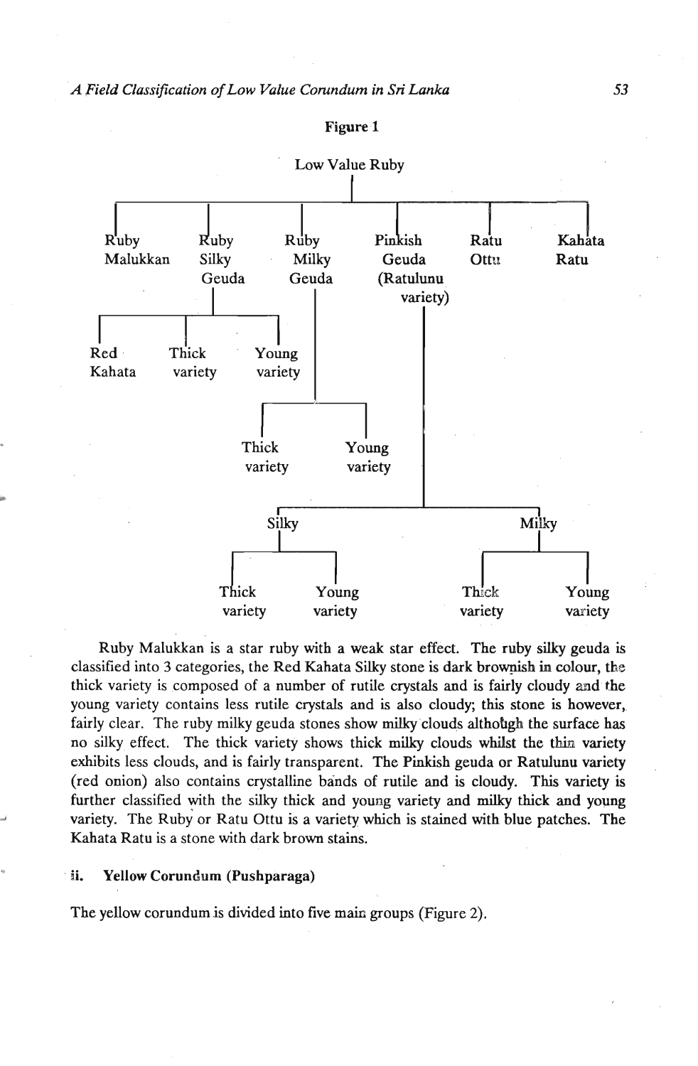**Figure 1**

- Low Value Ruby
  - Ruby Malukkan
  - Ruby Silky Geuda
    - Red Kahata
    - Thick variety
    - Young variety
  - Ruby Milky Geuda
    - Thick variety
    - Young variety
  - Pinkish Geuda (Ratulunu variety)
    - Silky
      - Thick variety
      - Young variety
    - Milky
      - Thick variety
      - Young variety
  - Ratu Ottu
  - Kahata Ratu

Ruby Malukkan is a star ruby with a weak star effect. The ruby silky geuda is classified into 3 categories, the Red Kahata Silky stone is dark brownish in colour, the thick variety is composed of a number of rutile crystals and is fairly cloudy and the young variety contains less rutile crystals and is also cloudy; this stone is however, fairly clear. The ruby milky geuda stones show milky clouds although the surface has no silky effect. The thick variety shows thick milky clouds whilst the thin variety exhibits less clouds, and is fairly transparent. The Pinkish geuda or Ratulunu variety (red onion) also contains crystalline bands of rutile and is cloudy. This variety is further classified with the silky thick and young variety and milky thick and young variety. The Ruby or Ratu Ottu is a variety which is stained with blue patches. The Kahata Ratu is a stone with dark brown stains.

### ii. Yellow Corundum (Pushparaga)

The yellow corundum is divided into five main groups (Figure 2).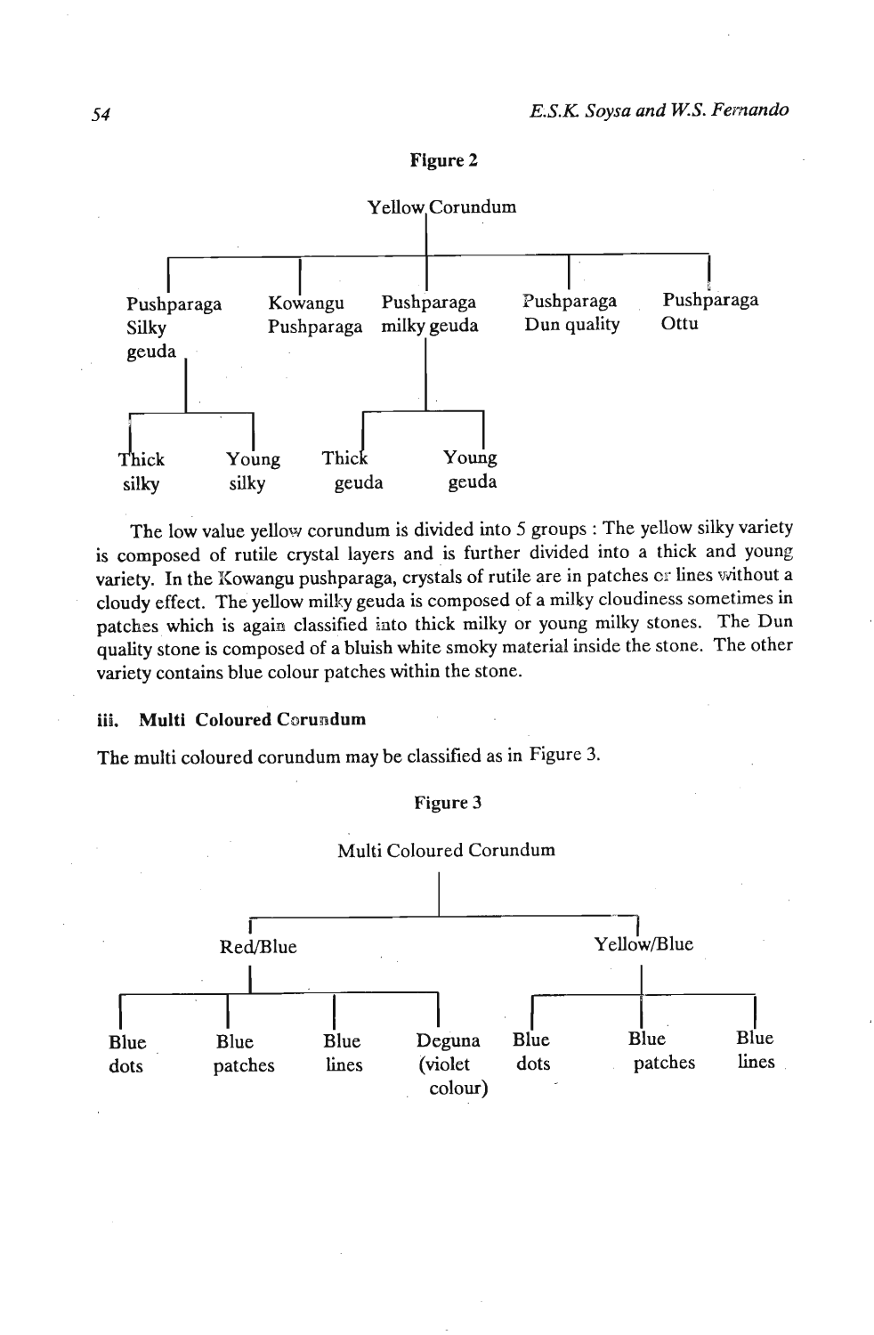**Figure 2**

- Yellow Corundum
  - Pushparaga Silky geuda
    - Thick silky
    - Young silky
  - Kowangu Pushparaga
  - Pushparaga milky geuda
    - Thick geuda
    - Young geuda
  - Pushparaga Dun quality
  - Pushparaga Ottu

The low value yellow corundum is divided into 5 groups : The yellow silky variety is composed of rutile crystal layers and is further divided into a thick and young variety. In the Kowangu pushparaga, crystals of rutile are in patches or lines without a cloudy effect. The yellow milky geuda is composed of a milky cloudiness sometimes in patches which is again classified into thick milky or young milky stones. The Dun quality stone is composed of a bluish white smoky material inside the stone. The other variety contains blue colour patches within the stone.

### iii. Multi Coloured Corundum

The multi coloured corundum may be classified as in Figure 3.

**Figure 3**

- Multi Coloured Corundum
  - Red/Blue
    - Blue dots
    - Blue patches
    - Blue lines
    - Deguna (violet colour)
  - Yellow/Blue
    - Blue dots
    - Blue patches
    - Blue lines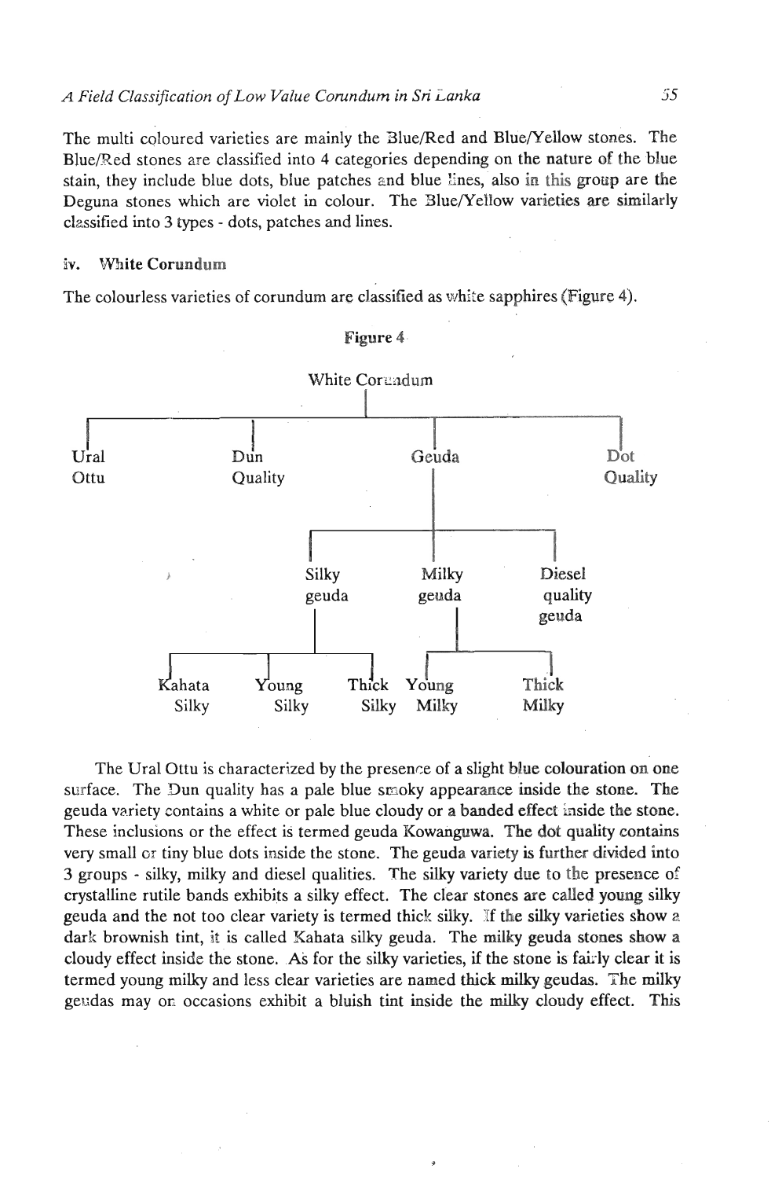The multi coloured varieties are mainly the Blue/Red and Blue/Yellow stones. The Blue/Red stones are classified into 4 categories depending on the nature of the blue stain, they include blue dots, blue patches and blue lines, also in this group are the Deguna stones which are violet in colour. The Blue/Yellow varieties are similarly classified into 3 types - dots, patches and lines.

### iv. White Corundum

The colourless varieties of corundum are classified as white sapphires (Figure 4).

**Figure 4**

White Corundum

- Ural Ottu
- Dun Quality
- Geuda
  - Silky geuda
    - Kahata Silky
    - Young Silky
    - Thick Silky
  - Milky geuda
    - Young Milky
    - Thick Milky
  - Diesel quality geuda
- Dot Quality

The Ural Ottu is characterized by the presence of a slight blue colouration on one surface. The Dun quality has a pale blue smoky appearance inside the stone. The geuda variety contains a white or pale blue cloudy or a banded effect inside the stone. These inclusions or the effect is termed geuda Kowanguwa. The dot quality contains very small or tiny blue dots inside the stone. The geuda variety is further divided into 3 groups - silky, milky and diesel qualities. The silky variety due to the presence of crystalline rutile bands exhibits a silky effect. The clear stones are called young silky geuda and the not too clear variety is termed thick silky. If the silky varieties show a dark brownish tint, it is called Kahata silky geuda. The milky geuda stones show a cloudy effect inside the stone. As for the silky varieties, if the stone is fairly clear it is termed young milky and less clear varieties are named thick milky geudas. The milky geudas may on occasions exhibit a bluish tint inside the milky cloudy effect. This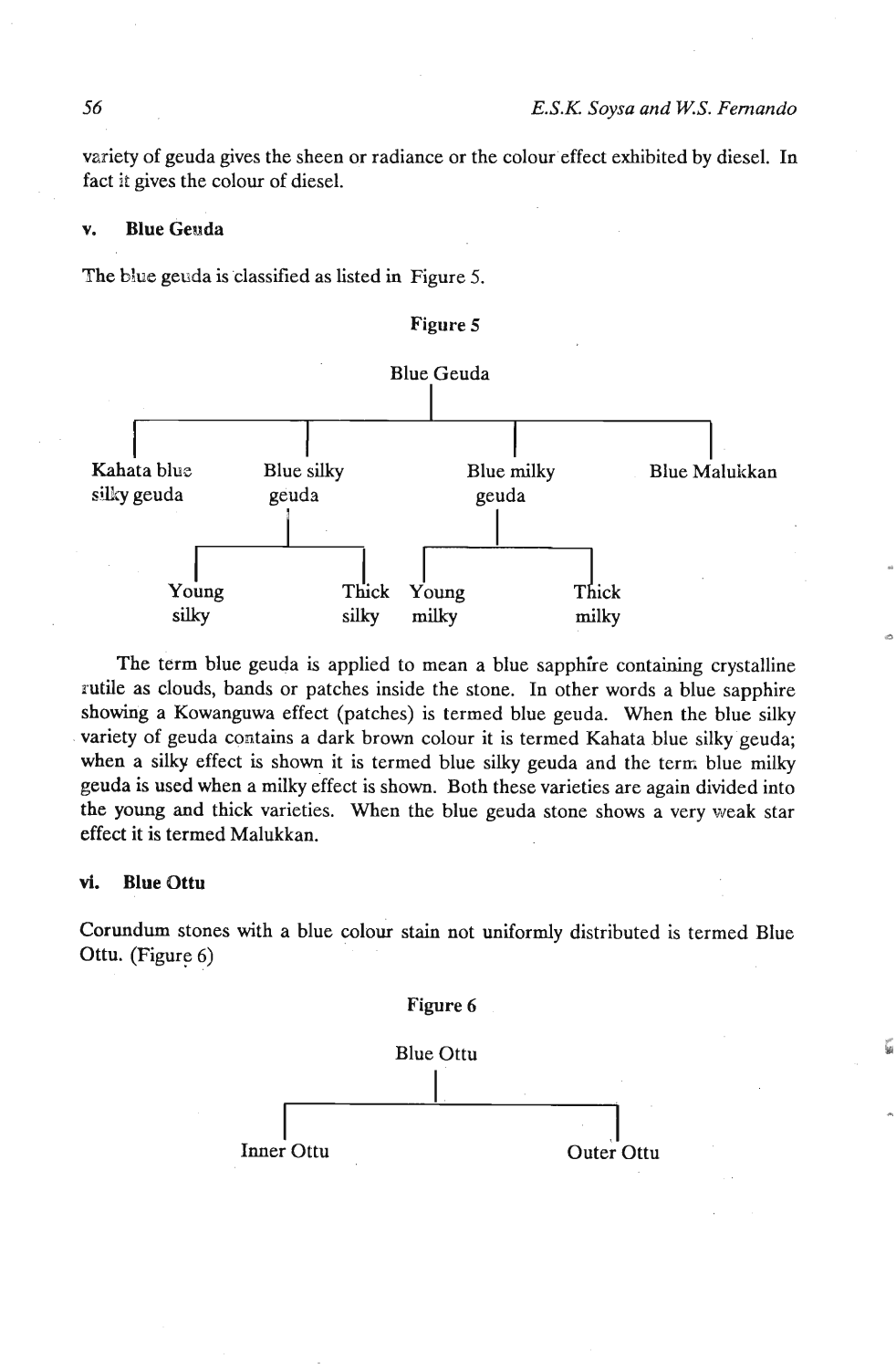variety of geuda gives the sheen or radiance or the colour effect exhibited by diesel. In fact it gives the colour of diesel.

### v. Blue Geuda

The blue geuda is classified as listed in Figure 5.

**Figure 5**

- Blue Geuda
  - Kahata blue silky geuda
  - Blue silky geuda
    - Young silky
    - Thick silky
  - Blue milky geuda
    - Young milky
    - Thick milky
  - Blue Malukkan

The term blue geuda is applied to mean a blue sapphire containing crystalline rutile as clouds, bands or patches inside the stone. In other words a blue sapphire showing a Kowanguwa effect (patches) is termed blue geuda. When the blue silky variety of geuda contains a dark brown colour it is termed Kahata blue silky geuda; when a silky effect is shown it is termed blue silky geuda and the term blue milky geuda is used when a milky effect is shown. Both these varieties are again divided into the young and thick varieties. When the blue geuda stone shows a very weak star effect it is termed Malukkan.

### vi. Blue Ottu

Corundum stones with a blue colour stain not uniformly distributed is termed Blue Ottu. (Figure 6)

**Figure 6**

- Blue Ottu
  - Inner Ottu
  - Outer Ottu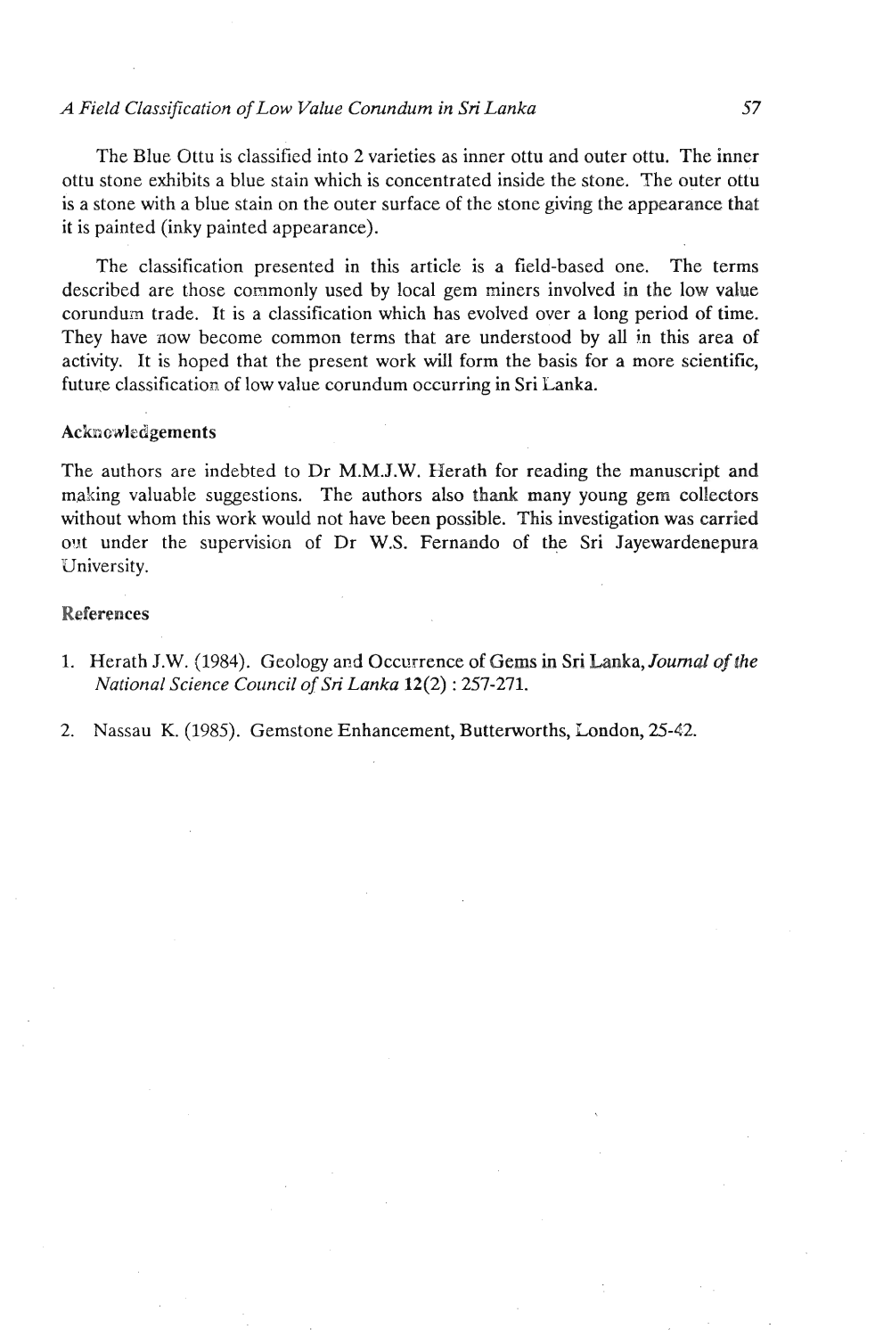The Blue Ottu is classified into 2 varieties as inner ottu and outer ottu. The inner ottu stone exhibits a blue stain which is concentrated inside the stone. The outer ottu is a stone with a blue stain on the outer surface of the stone giving the appearance that it is painted (inky painted appearance).

The classification presented in this article is a field-based one. The terms described are those commonly used by local gem miners involved in the low value corundum trade. It is a classification which has evolved over a long period of time. They have now become common terms that are understood by all in this area of activity. It is hoped that the present work will form the basis for a more scientific, future classification of low value corundum occurring in Sri Lanka.

## Acknowledgements

The authors are indebted to Dr M.M.J.W. Herath for reading the manuscript and making valuable suggestions. The authors also thank many young gem collectors without whom this work would not have been possible. This investigation was carried out under the supervision of Dr W.S. Fernando of the Sri Jayewardenepura University.

## References

1. Herath J.W. (1984). Geology and Occurrence of Gems in Sri Lanka, *Journal of the National Science Council of Sri Lanka* **12**(2) : 257-271.
2. Nassau K. (1985). Gemstone Enhancement, Butterworths, London, 25-42.